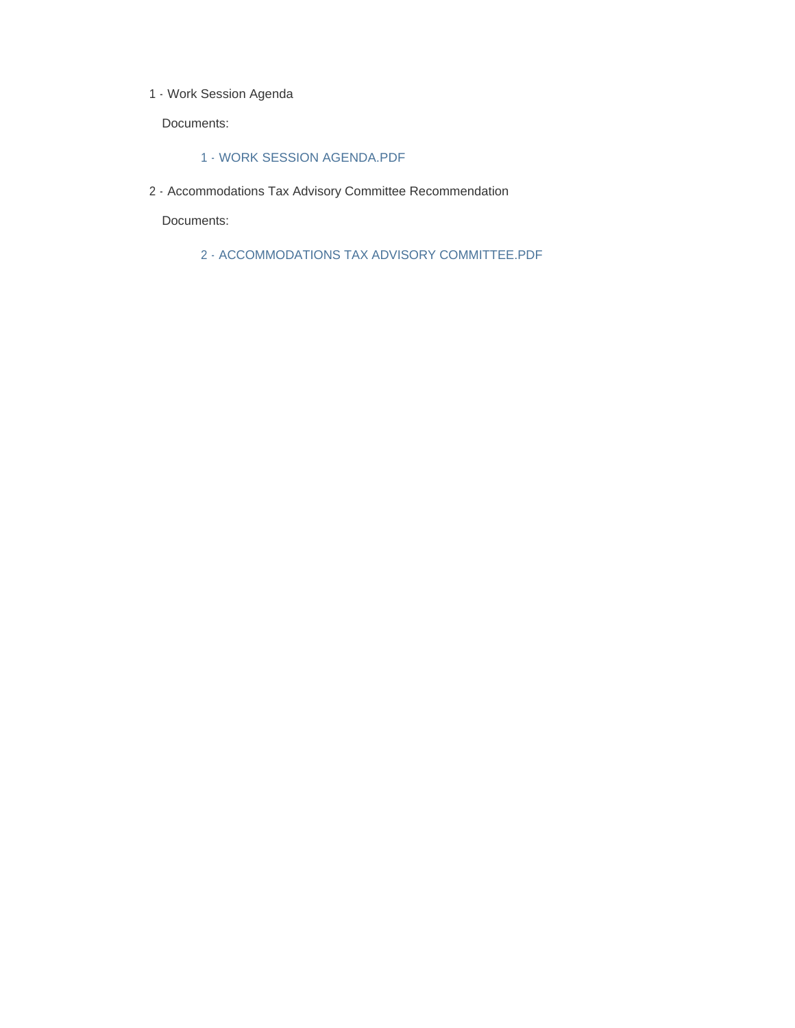1 - Work Session Agenda

Documents:

- 1 - WORK SESSION AGENDA.PDF

2 - Accommodations Tax Advisory Committee Recommendation

Documents:

- 2 - ACCOMMODATIONS TAX ADVISORY COMMITTEE.PDF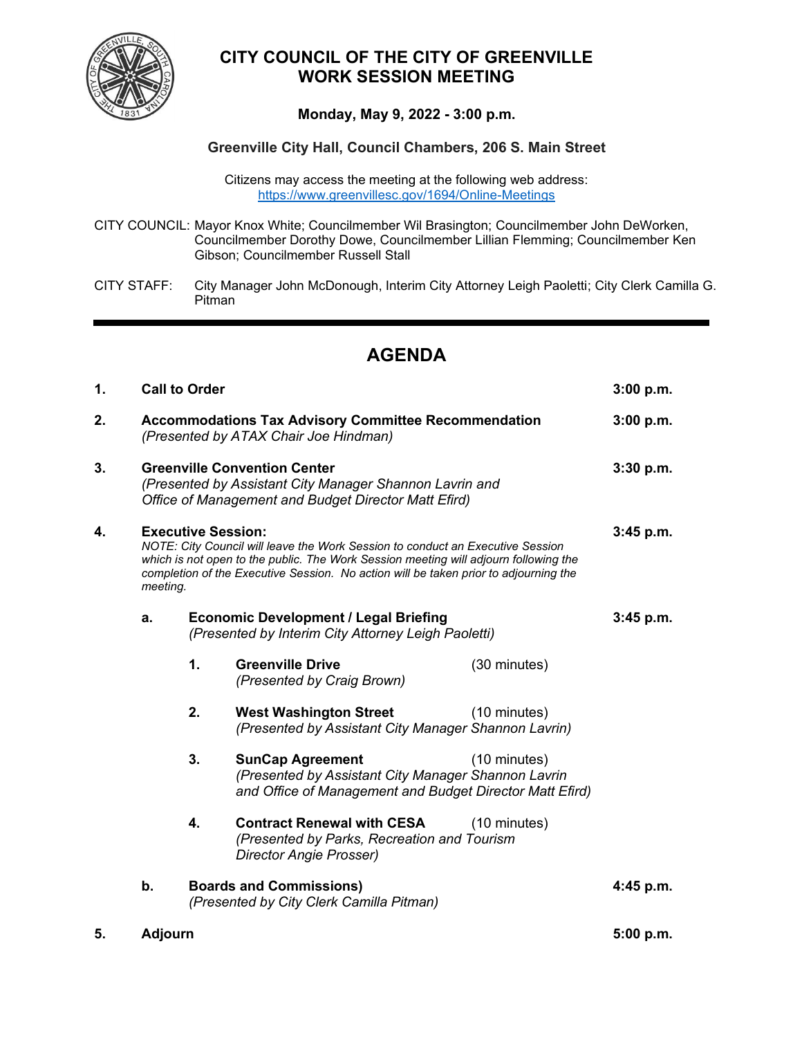# CITY COUNCIL OF THE CITY OF GREENVILLE
# WORK SESSION MEETING

**Monday, May 9, 2022 - 3:00 p.m.**

**Greenville City Hall, Council Chambers, 206 S. Main Street**

Citizens may access the meeting at the following web address:
https://www.greenvillesc.gov/1694/Online-Meetings

CITY COUNCIL: Mayor Knox White; Councilmember Wil Brasington; Councilmember John DeWorken, Councilmember Dorothy Dowe, Councilmember Lillian Flemming; Councilmember Ken Gibson; Councilmember Russell Stall

CITY STAFF: City Manager John McDonough, Interim City Attorney Leigh Paoletti; City Clerk Camilla G. Pitman

---

## AGENDA

**1. Call to Order** — **3:00 p.m.**

**2. Accommodations Tax Advisory Committee Recommendation** — **3:00 p.m.**
*(Presented by ATAX Chair Joe Hindman)*

**3. Greenville Convention Center** — **3:30 p.m.**
*(Presented by Assistant City Manager Shannon Lavrin and Office of Management and Budget Director Matt Efird)*

**4. Executive Session:** — **3:45 p.m.**
*NOTE: City Council will leave the Work Session to conduct an Executive Session which is not open to the public. The Work Session meeting will adjourn following the completion of the Executive Session. No action will be taken prior to adjourning the meeting.*

- **a. Economic Development / Legal Briefing** — **3:45 p.m.**
  *(Presented by Interim City Attorney Leigh Paoletti)*

  1. **Greenville Drive** (30 minutes)
     *(Presented by Craig Brown)*
  2. **West Washington Street** (10 minutes)
     *(Presented by Assistant City Manager Shannon Lavrin)*
  3. **SunCap Agreement** (10 minutes)
     *(Presented by Assistant City Manager Shannon Lavrin and Office of Management and Budget Director Matt Efird)*
  4. **Contract Renewal with CESA** (10 minutes)
     *(Presented by Parks, Recreation and Tourism Director Angie Prosser)*

- **b. Boards and Commissions)** — **4:45 p.m.**
  *(Presented by City Clerk Camilla Pitman)*

**5. Adjourn** — **5:00 p.m.**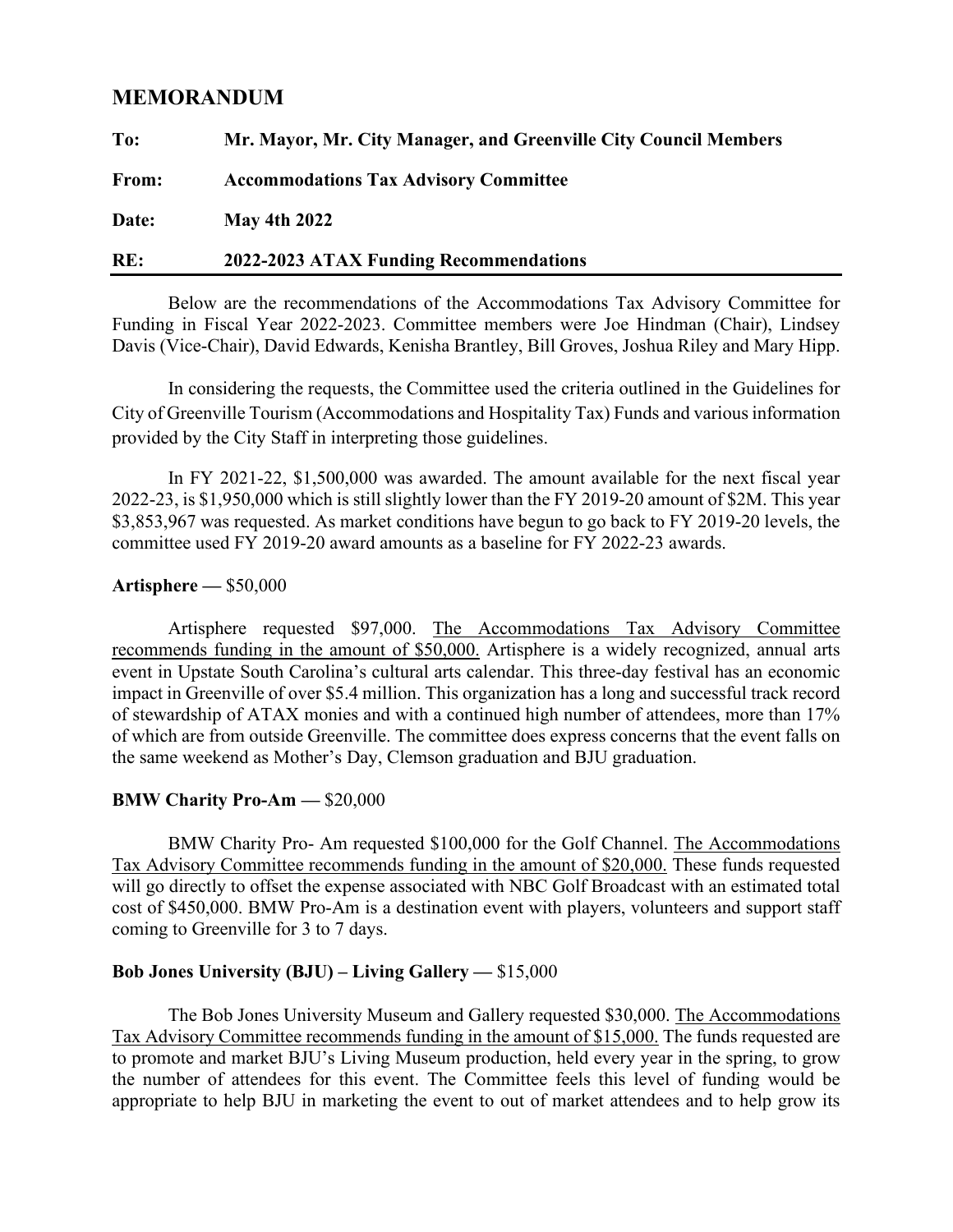## MEMORANDUM

**To:** **Mr. Mayor, Mr. City Manager, and Greenville City Council Members**

**From:** **Accommodations Tax Advisory Committee**

**Date:** **May 4th 2022**

**RE:** **2022-2023 ATAX Funding Recommendations**

---

Below are the recommendations of the Accommodations Tax Advisory Committee for Funding in Fiscal Year 2022-2023. Committee members were Joe Hindman (Chair), Lindsey Davis (Vice-Chair), David Edwards, Kenisha Brantley, Bill Groves, Joshua Riley and Mary Hipp.

In considering the requests, the Committee used the criteria outlined in the Guidelines for City of Greenville Tourism (Accommodations and Hospitality Tax) Funds and various information provided by the City Staff in interpreting those guidelines.

In FY 2021-22, $1,500,000 was awarded. The amount available for the next fiscal year 2022-23, is $1,950,000 which is still slightly lower than the FY 2019-20 amount of $2M. This year $3,853,967 was requested. As market conditions have begun to go back to FY 2019-20 levels, the committee used FY 2019-20 award amounts as a baseline for FY 2022-23 awards.

**Artisphere —** $50,000

Artisphere requested $97,000. <u>The Accommodations Tax Advisory Committee recommends funding in the amount of $50,000.</u> Artisphere is a widely recognized, annual arts event in Upstate South Carolina's cultural arts calendar. This three-day festival has an economic impact in Greenville of over $5.4 million. This organization has a long and successful track record of stewardship of ATAX monies and with a continued high number of attendees, more than 17% of which are from outside Greenville. The committee does express concerns that the event falls on the same weekend as Mother's Day, Clemson graduation and BJU graduation.

**BMW Charity Pro-Am —** $20,000

BMW Charity Pro- Am requested $100,000 for the Golf Channel. <u>The Accommodations Tax Advisory Committee recommends funding in the amount of $20,000.</u> These funds requested will go directly to offset the expense associated with NBC Golf Broadcast with an estimated total cost of $450,000. BMW Pro-Am is a destination event with players, volunteers and support staff coming to Greenville for 3 to 7 days.

**Bob Jones University (BJU) – Living Gallery —** $15,000

The Bob Jones University Museum and Gallery requested $30,000. <u>The Accommodations Tax Advisory Committee recommends funding in the amount of $15,000.</u> The funds requested are to promote and market BJU's Living Museum production, held every year in the spring, to grow the number of attendees for this event. The Committee feels this level of funding would be appropriate to help BJU in marketing the event to out of market attendees and to help grow its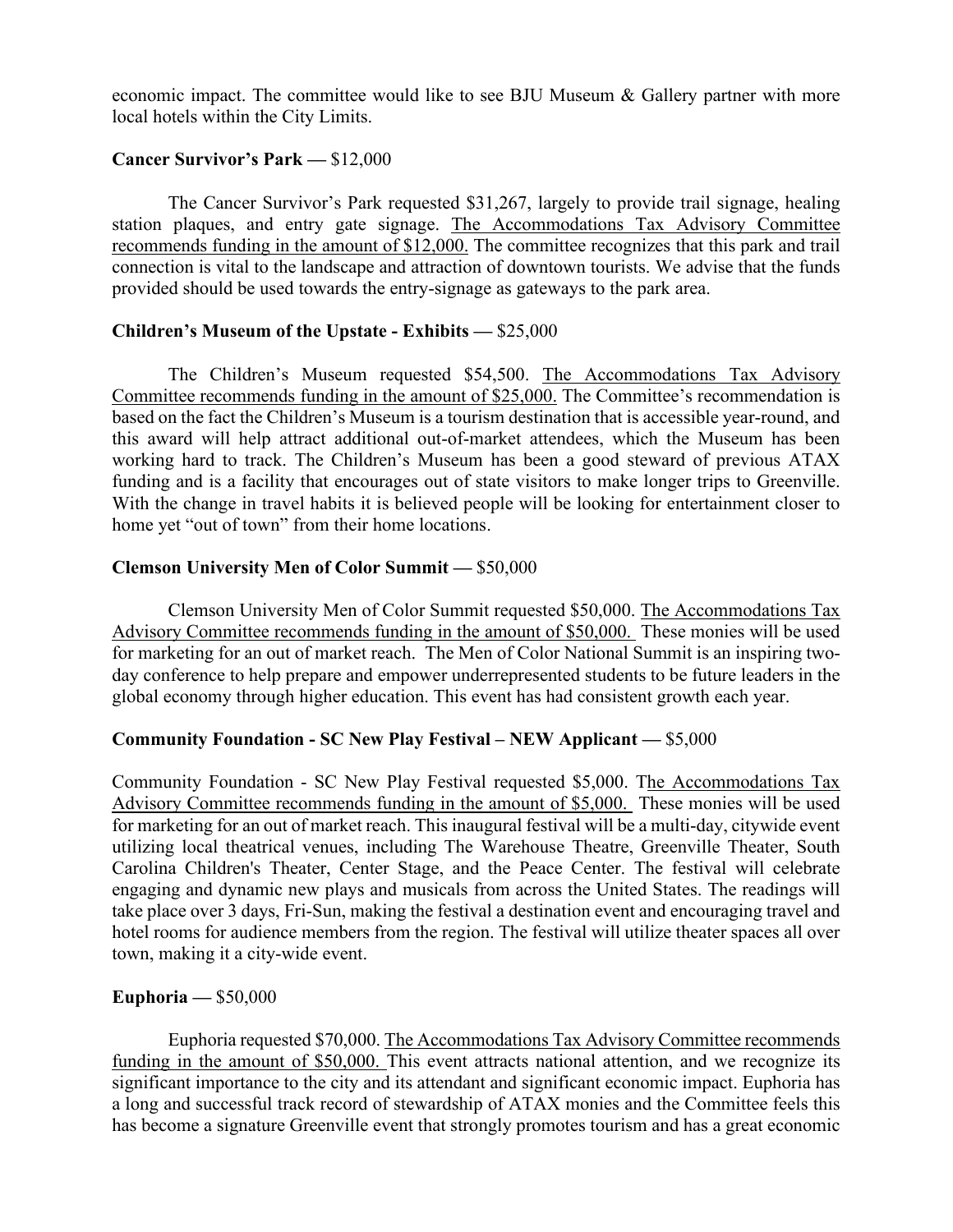economic impact. The committee would like to see BJU Museum & Gallery partner with more local hotels within the City Limits.

**Cancer Survivor's Park —** $12,000

The Cancer Survivor's Park requested $31,267, largely to provide trail signage, healing station plaques, and entry gate signage. <u>The Accommodations Tax Advisory Committee recommends funding in the amount of $12,000.</u> The committee recognizes that this park and trail connection is vital to the landscape and attraction of downtown tourists. We advise that the funds provided should be used towards the entry-signage as gateways to the park area.

**Children's Museum of the Upstate - Exhibits —** $25,000

The Children's Museum requested $54,500. <u>The Accommodations Tax Advisory Committee recommends funding in the amount of $25,000.</u> The Committee's recommendation is based on the fact the Children's Museum is a tourism destination that is accessible year-round, and this award will help attract additional out-of-market attendees, which the Museum has been working hard to track. The Children's Museum has been a good steward of previous ATAX funding and is a facility that encourages out of state visitors to make longer trips to Greenville. With the change in travel habits it is believed people will be looking for entertainment closer to home yet "out of town" from their home locations.

**Clemson University Men of Color Summit —** $50,000

Clemson University Men of Color Summit requested $50,000. <u>The Accommodations Tax Advisory Committee recommends funding in the amount of $50,000.</u> These monies will be used for marketing for an out of market reach. The Men of Color National Summit is an inspiring two-day conference to help prepare and empower underrepresented students to be future leaders in the global economy through higher education. This event has had consistent growth each year.

**Community Foundation - SC New Play Festival – NEW Applicant —** $5,000

Community Foundation - SC New Play Festival requested $5,000. <u>The Accommodations Tax Advisory Committee recommends funding in the amount of $5,000.</u> These monies will be used for marketing for an out of market reach. This inaugural festival will be a multi-day, citywide event utilizing local theatrical venues, including The Warehouse Theatre, Greenville Theater, South Carolina Children's Theater, Center Stage, and the Peace Center. The festival will celebrate engaging and dynamic new plays and musicals from across the United States. The readings will take place over 3 days, Fri-Sun, making the festival a destination event and encouraging travel and hotel rooms for audience members from the region. The festival will utilize theater spaces all over town, making it a city-wide event.

**Euphoria —** $50,000

Euphoria requested $70,000. <u>The Accommodations Tax Advisory Committee recommends funding in the amount of $50,000.</u> This event attracts national attention, and we recognize its significant importance to the city and its attendant and significant economic impact. Euphoria has a long and successful track record of stewardship of ATAX monies and the Committee feels this has become a signature Greenville event that strongly promotes tourism and has a great economic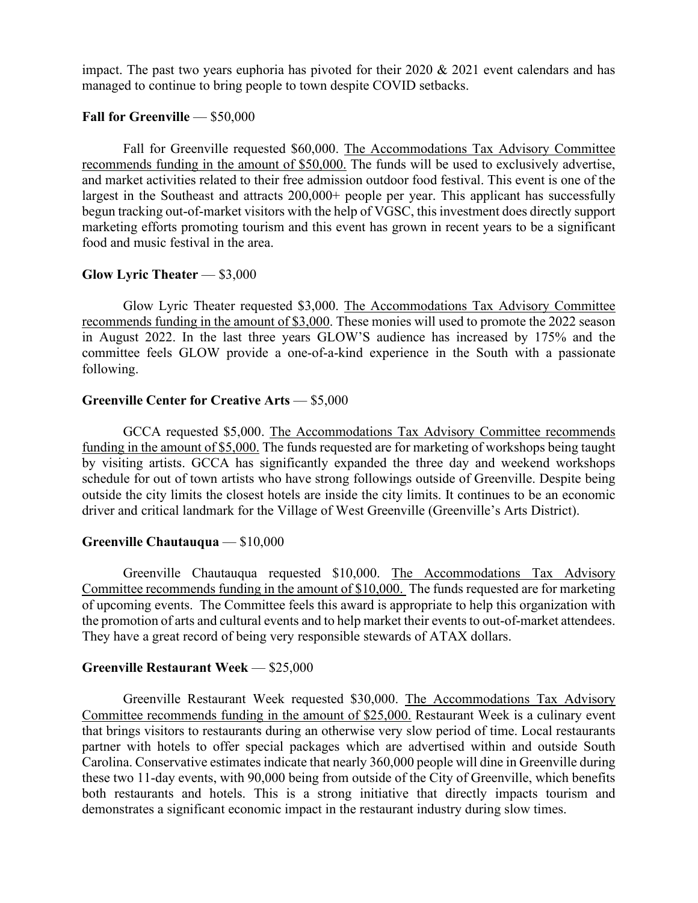impact. The past two years euphoria has pivoted for their 2020 & 2021 event calendars and has managed to continue to bring people to town despite COVID setbacks.

**Fall for Greenville** — $50,000

Fall for Greenville requested $60,000. The Accommodations Tax Advisory Committee recommends funding in the amount of $50,000. The funds will be used to exclusively advertise, and market activities related to their free admission outdoor food festival. This event is one of the largest in the Southeast and attracts 200,000+ people per year. This applicant has successfully begun tracking out-of-market visitors with the help of VGSC, this investment does directly support marketing efforts promoting tourism and this event has grown in recent years to be a significant food and music festival in the area.

**Glow Lyric Theater** — $3,000

Glow Lyric Theater requested $3,000. The Accommodations Tax Advisory Committee recommends funding in the amount of $3,000. These monies will used to promote the 2022 season in August 2022. In the last three years GLOW'S audience has increased by 175% and the committee feels GLOW provide a one-of-a-kind experience in the South with a passionate following.

**Greenville Center for Creative Arts** — $5,000

GCCA requested $5,000. The Accommodations Tax Advisory Committee recommends funding in the amount of $5,000. The funds requested are for marketing of workshops being taught by visiting artists. GCCA has significantly expanded the three day and weekend workshops schedule for out of town artists who have strong followings outside of Greenville. Despite being outside the city limits the closest hotels are inside the city limits. It continues to be an economic driver and critical landmark for the Village of West Greenville (Greenville's Arts District).

**Greenville Chautauqua** — $10,000

Greenville Chautauqua requested $10,000. The Accommodations Tax Advisory Committee recommends funding in the amount of $10,000. The funds requested are for marketing of upcoming events. The Committee feels this award is appropriate to help this organization with the promotion of arts and cultural events and to help market their events to out-of-market attendees. They have a great record of being very responsible stewards of ATAX dollars.

**Greenville Restaurant Week** — $25,000

Greenville Restaurant Week requested $30,000. The Accommodations Tax Advisory Committee recommends funding in the amount of $25,000. Restaurant Week is a culinary event that brings visitors to restaurants during an otherwise very slow period of time. Local restaurants partner with hotels to offer special packages which are advertised within and outside South Carolina. Conservative estimates indicate that nearly 360,000 people will dine in Greenville during these two 11-day events, with 90,000 being from outside of the City of Greenville, which benefits both restaurants and hotels. This is a strong initiative that directly impacts tourism and demonstrates a significant economic impact in the restaurant industry during slow times.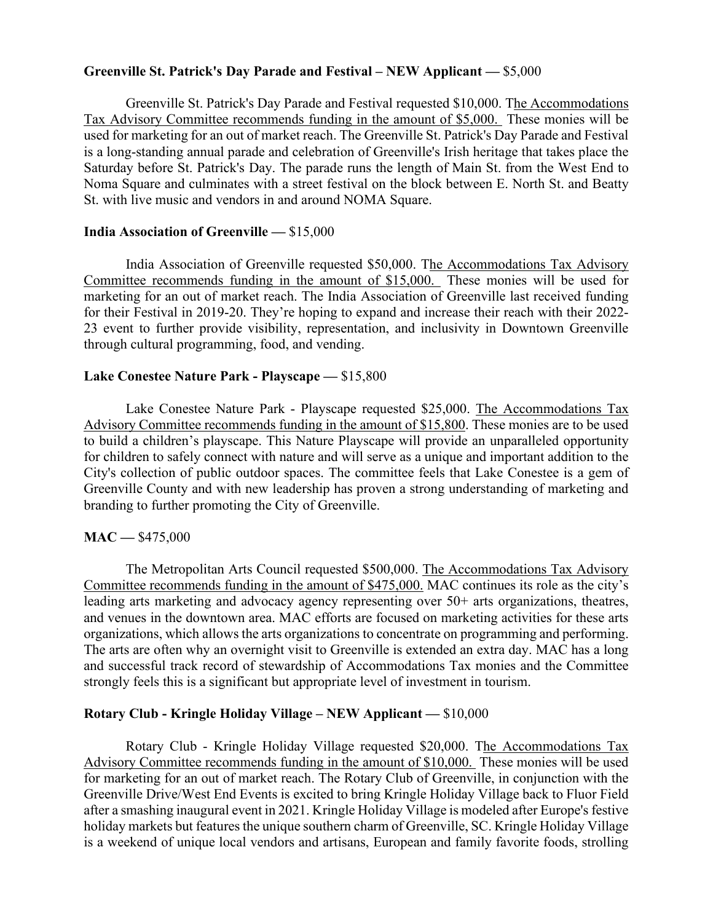**Greenville St. Patrick's Day Parade and Festival – NEW Applicant —** $5,000

Greenville St. Patrick's Day Parade and Festival requested $10,000. The Accommodations Tax Advisory Committee recommends funding in the amount of $5,000. These monies will be used for marketing for an out of market reach. The Greenville St. Patrick's Day Parade and Festival is a long-standing annual parade and celebration of Greenville's Irish heritage that takes place the Saturday before St. Patrick's Day. The parade runs the length of Main St. from the West End to Noma Square and culminates with a street festival on the block between E. North St. and Beatty St. with live music and vendors in and around NOMA Square.

**India Association of Greenville —** $15,000

India Association of Greenville requested $50,000. The Accommodations Tax Advisory Committee recommends funding in the amount of $15,000. These monies will be used for marketing for an out of market reach. The India Association of Greenville last received funding for their Festival in 2019-20. They're hoping to expand and increase their reach with their 2022-23 event to further provide visibility, representation, and inclusivity in Downtown Greenville through cultural programming, food, and vending.

**Lake Conestee Nature Park - Playscape —** $15,800

Lake Conestee Nature Park - Playscape requested $25,000. The Accommodations Tax Advisory Committee recommends funding in the amount of $15,800. These monies are to be used to build a children's playscape. This Nature Playscape will provide an unparalleled opportunity for children to safely connect with nature and will serve as a unique and important addition to the City's collection of public outdoor spaces. The committee feels that Lake Conestee is a gem of Greenville County and with new leadership has proven a strong understanding of marketing and branding to further promoting the City of Greenville.

**MAC —** $475,000

The Metropolitan Arts Council requested $500,000. The Accommodations Tax Advisory Committee recommends funding in the amount of $475,000. MAC continues its role as the city's leading arts marketing and advocacy agency representing over 50+ arts organizations, theatres, and venues in the downtown area. MAC efforts are focused on marketing activities for these arts organizations, which allows the arts organizations to concentrate on programming and performing. The arts are often why an overnight visit to Greenville is extended an extra day. MAC has a long and successful track record of stewardship of Accommodations Tax monies and the Committee strongly feels this is a significant but appropriate level of investment in tourism.

**Rotary Club - Kringle Holiday Village – NEW Applicant —** $10,000

Rotary Club - Kringle Holiday Village requested $20,000. The Accommodations Tax Advisory Committee recommends funding in the amount of $10,000. These monies will be used for marketing for an out of market reach. The Rotary Club of Greenville, in conjunction with the Greenville Drive/West End Events is excited to bring Kringle Holiday Village back to Fluor Field after a smashing inaugural event in 2021. Kringle Holiday Village is modeled after Europe's festive holiday markets but features the unique southern charm of Greenville, SC. Kringle Holiday Village is a weekend of unique local vendors and artisans, European and family favorite foods, strolling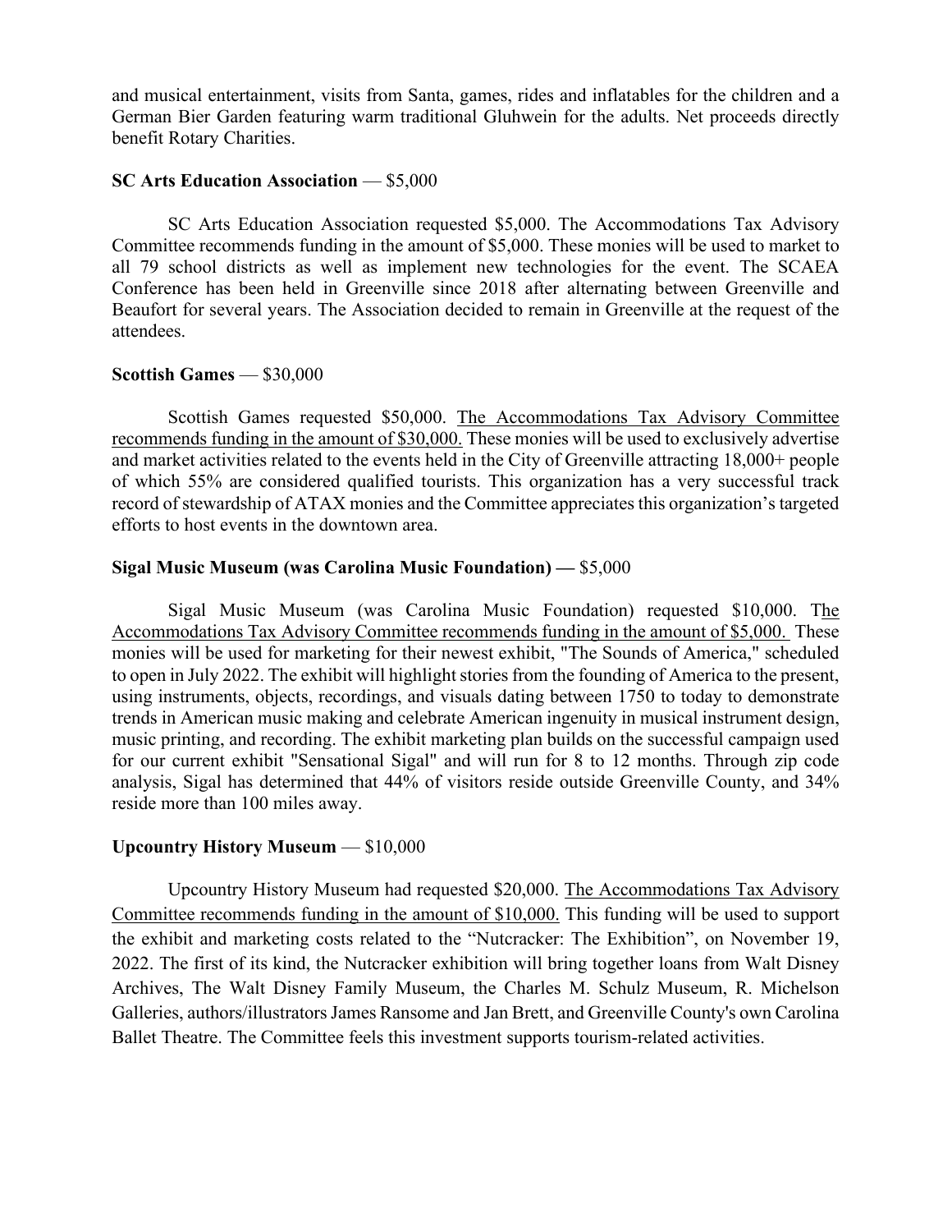and musical entertainment, visits from Santa, games, rides and inflatables for the children and a German Bier Garden featuring warm traditional Gluhwein for the adults. Net proceeds directly benefit Rotary Charities.

**SC Arts Education Association** — $5,000

SC Arts Education Association requested $5,000. The Accommodations Tax Advisory Committee recommends funding in the amount of $5,000. These monies will be used to market to all 79 school districts as well as implement new technologies for the event. The SCAEA Conference has been held in Greenville since 2018 after alternating between Greenville and Beaufort for several years. The Association decided to remain in Greenville at the request of the attendees.

**Scottish Games** — $30,000

Scottish Games requested $50,000. The Accommodations Tax Advisory Committee recommends funding in the amount of $30,000. These monies will be used to exclusively advertise and market activities related to the events held in the City of Greenville attracting 18,000+ people of which 55% are considered qualified tourists. This organization has a very successful track record of stewardship of ATAX monies and the Committee appreciates this organization's targeted efforts to host events in the downtown area.

**Sigal Music Museum (was Carolina Music Foundation) —** $5,000

Sigal Music Museum (was Carolina Music Foundation) requested $10,000. The Accommodations Tax Advisory Committee recommends funding in the amount of $5,000. These monies will be used for marketing for their newest exhibit, "The Sounds of America," scheduled to open in July 2022. The exhibit will highlight stories from the founding of America to the present, using instruments, objects, recordings, and visuals dating between 1750 to today to demonstrate trends in American music making and celebrate American ingenuity in musical instrument design, music printing, and recording. The exhibit marketing plan builds on the successful campaign used for our current exhibit "Sensational Sigal" and will run for 8 to 12 months. Through zip code analysis, Sigal has determined that 44% of visitors reside outside Greenville County, and 34% reside more than 100 miles away.

**Upcountry History Museum** — $10,000

Upcountry History Museum had requested $20,000. The Accommodations Tax Advisory Committee recommends funding in the amount of $10,000. This funding will be used to support the exhibit and marketing costs related to the "Nutcracker: The Exhibition", on November 19, 2022. The first of its kind, the Nutcracker exhibition will bring together loans from Walt Disney Archives, The Walt Disney Family Museum, the Charles M. Schulz Museum, R. Michelson Galleries, authors/illustrators James Ransome and Jan Brett, and Greenville County's own Carolina Ballet Theatre. The Committee feels this investment supports tourism-related activities.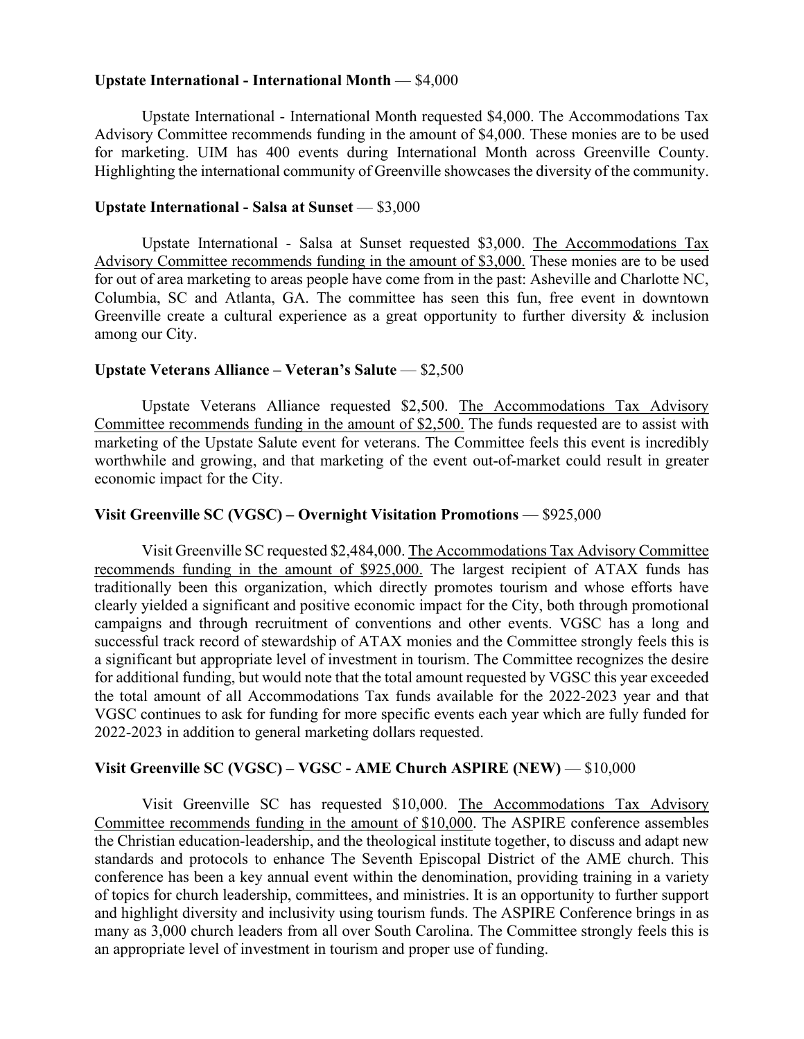**Upstate International - International Month** — $4,000

Upstate International - International Month requested $4,000. The Accommodations Tax Advisory Committee recommends funding in the amount of $4,000. These monies are to be used for marketing. UIM has 400 events during International Month across Greenville County. Highlighting the international community of Greenville showcases the diversity of the community.

**Upstate International - Salsa at Sunset** — $3,000

Upstate International - Salsa at Sunset requested $3,000. The Accommodations Tax Advisory Committee recommends funding in the amount of $3,000. These monies are to be used for out of area marketing to areas people have come from in the past: Asheville and Charlotte NC, Columbia, SC and Atlanta, GA. The committee has seen this fun, free event in downtown Greenville create a cultural experience as a great opportunity to further diversity & inclusion among our City.

**Upstate Veterans Alliance – Veteran's Salute** — $2,500

Upstate Veterans Alliance requested $2,500. The Accommodations Tax Advisory Committee recommends funding in the amount of $2,500. The funds requested are to assist with marketing of the Upstate Salute event for veterans. The Committee feels this event is incredibly worthwhile and growing, and that marketing of the event out-of-market could result in greater economic impact for the City.

**Visit Greenville SC (VGSC) – Overnight Visitation Promotions** — $925,000

Visit Greenville SC requested $2,484,000. The Accommodations Tax Advisory Committee recommends funding in the amount of $925,000. The largest recipient of ATAX funds has traditionally been this organization, which directly promotes tourism and whose efforts have clearly yielded a significant and positive economic impact for the City, both through promotional campaigns and through recruitment of conventions and other events. VGSC has a long and successful track record of stewardship of ATAX monies and the Committee strongly feels this is a significant but appropriate level of investment in tourism. The Committee recognizes the desire for additional funding, but would note that the total amount requested by VGSC this year exceeded the total amount of all Accommodations Tax funds available for the 2022-2023 year and that VGSC continues to ask for funding for more specific events each year which are fully funded for 2022-2023 in addition to general marketing dollars requested.

**Visit Greenville SC (VGSC) – VGSC - AME Church ASPIRE (NEW)** — $10,000

Visit Greenville SC has requested $10,000. The Accommodations Tax Advisory Committee recommends funding in the amount of $10,000. The ASPIRE conference assembles the Christian education-leadership, and the theological institute together, to discuss and adapt new standards and protocols to enhance The Seventh Episcopal District of the AME church. This conference has been a key annual event within the denomination, providing training in a variety of topics for church leadership, committees, and ministries. It is an opportunity to further support and highlight diversity and inclusivity using tourism funds. The ASPIRE Conference brings in as many as 3,000 church leaders from all over South Carolina. The Committee strongly feels this is an appropriate level of investment in tourism and proper use of funding.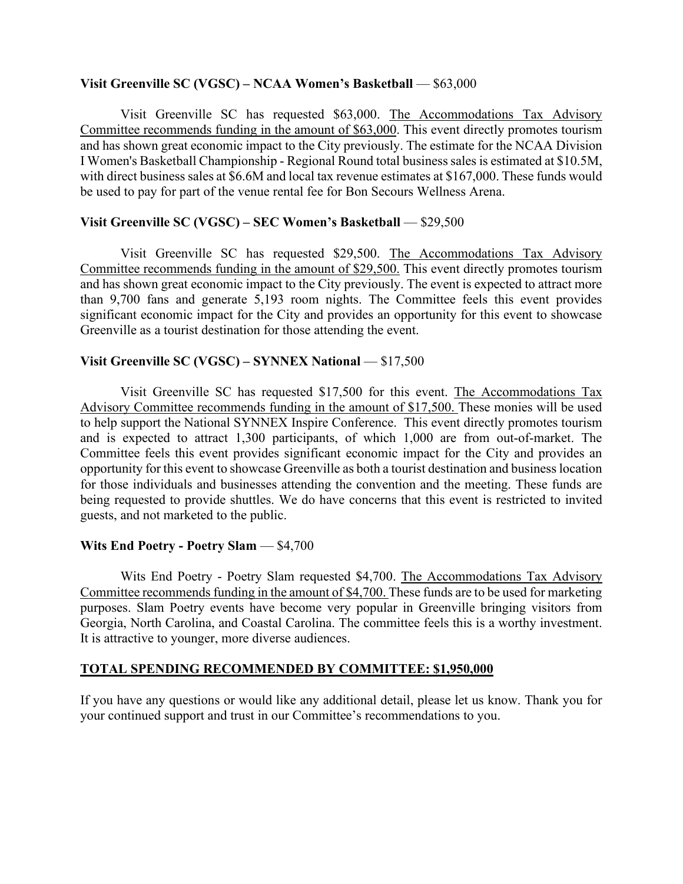**Visit Greenville SC (VGSC) – NCAA Women's Basketball** — $63,000

Visit Greenville SC has requested $63,000. The Accommodations Tax Advisory Committee recommends funding in the amount of $63,000. This event directly promotes tourism and has shown great economic impact to the City previously. The estimate for the NCAA Division I Women's Basketball Championship - Regional Round total business sales is estimated at $10.5M, with direct business sales at $6.6M and local tax revenue estimates at $167,000. These funds would be used to pay for part of the venue rental fee for Bon Secours Wellness Arena.

**Visit Greenville SC (VGSC) – SEC Women's Basketball** — $29,500

Visit Greenville SC has requested $29,500. The Accommodations Tax Advisory Committee recommends funding in the amount of $29,500. This event directly promotes tourism and has shown great economic impact to the City previously. The event is expected to attract more than 9,700 fans and generate 5,193 room nights. The Committee feels this event provides significant economic impact for the City and provides an opportunity for this event to showcase Greenville as a tourist destination for those attending the event.

**Visit Greenville SC (VGSC) – SYNNEX National** — $17,500

Visit Greenville SC has requested $17,500 for this event. The Accommodations Tax Advisory Committee recommends funding in the amount of $17,500. These monies will be used to help support the National SYNNEX Inspire Conference. This event directly promotes tourism and is expected to attract 1,300 participants, of which 1,000 are from out-of-market. The Committee feels this event provides significant economic impact for the City and provides an opportunity for this event to showcase Greenville as both a tourist destination and business location for those individuals and businesses attending the convention and the meeting. These funds are being requested to provide shuttles. We do have concerns that this event is restricted to invited guests, and not marketed to the public.

**Wits End Poetry - Poetry Slam** — $4,700

Wits End Poetry - Poetry Slam requested $4,700. The Accommodations Tax Advisory Committee recommends funding in the amount of $4,700. These funds are to be used for marketing purposes. Slam Poetry events have become very popular in Greenville bringing visitors from Georgia, North Carolina, and Coastal Carolina. The committee feels this is a worthy investment. It is attractive to younger, more diverse audiences.

**TOTAL SPENDING RECOMMENDED BY COMMITTEE: $1,950,000**

If you have any questions or would like any additional detail, please let us know. Thank you for your continued support and trust in our Committee's recommendations to you.